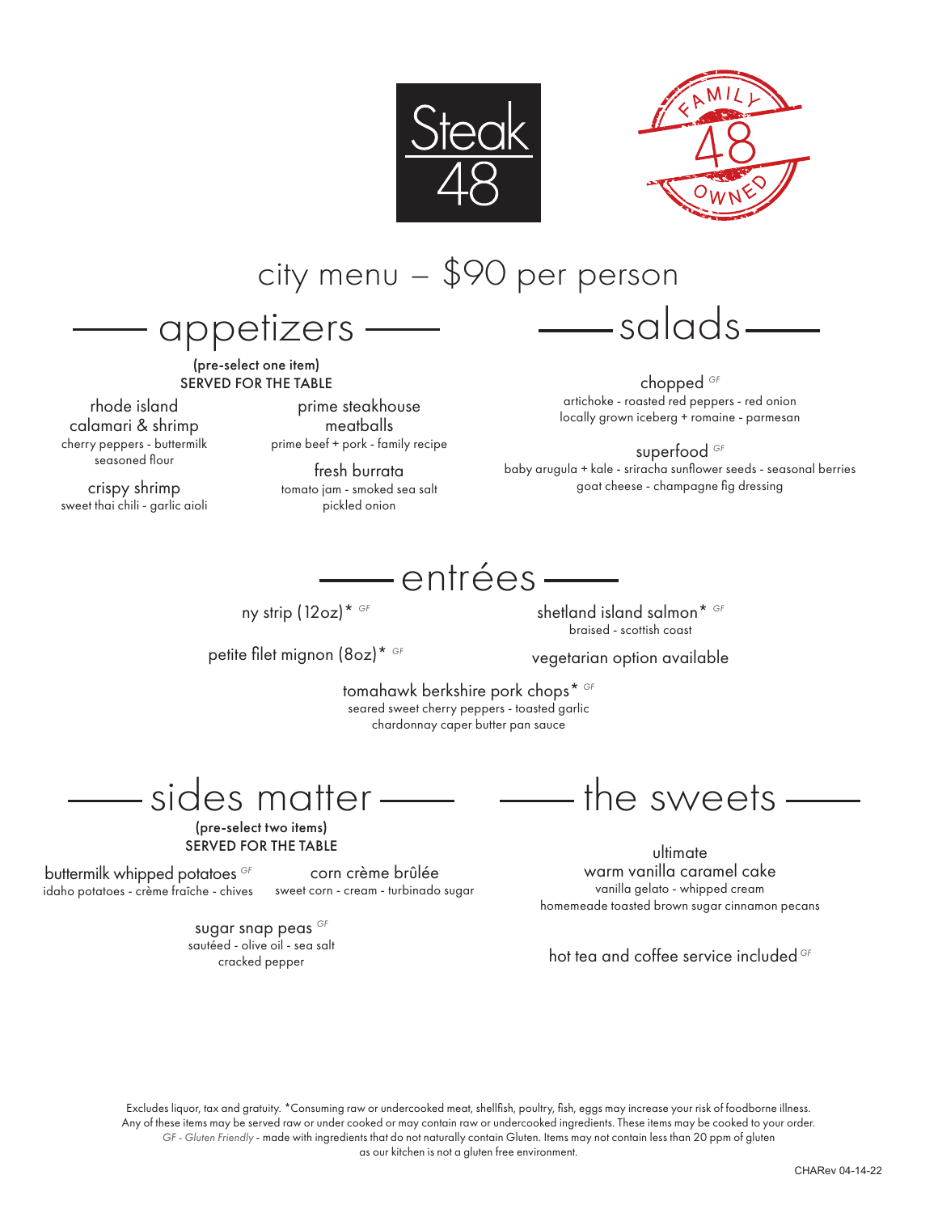Steak 48

FAMILY 48 OWNED

# city menu – $90 per person

## appetizers

(pre-select one item)
SERVED FOR THE TABLE

**rhode island calamari & shrimp**
cherry peppers - buttermilk seasoned flour

**crispy shrimp**
sweet thai chili - garlic aioli

**prime steakhouse meatballs**
prime beef + pork - family recipe

**fresh burrata**
tomato jam - smoked sea salt
pickled onion

## salads

**chopped** *GF*
artichoke - roasted red peppers - red onion
locally grown iceberg + romaine - parmesan

**superfood** *GF*
baby arugula + kale - sriracha sunflower seeds - seasonal berries
goat cheese - champagne fig dressing

## entrées

**ny strip (12oz)*** *GF*

**petite filet mignon (8oz)*** *GF*

**shetland island salmon*** *GF*
braised - scottish coast

**vegetarian option available**

**tomahawk berkshire pork chops*** *GF*
seared sweet cherry peppers - toasted garlic
chardonnay caper butter pan sauce

## sides matter

(pre-select two items)
SERVED FOR THE TABLE

**buttermilk whipped potatoes** *GF*
idaho potatoes - crème fraîche - chives

**corn crème brûlée**
sweet corn - cream - turbinado sugar

**sugar snap peas** *GF*
sautéed - olive oil - sea salt
cracked pepper

## the sweets

**ultimate warm vanilla caramel cake**
vanilla gelato - whipped cream
homemeade toasted brown sugar cinnamon pecans

**hot tea and coffee service included** *GF*

Excludes liquor, tax and gratuity. *Consuming raw or undercooked meat, shellfish, poultry, fish, eggs may increase your risk of foodborne illness. Any of these items may be served raw or under cooked or may contain raw or undercooked ingredients. These items may be cooked to your order.
*GF - Gluten Friendly* - made with ingredients that do not naturally contain Gluten. Items may not contain less than 20 ppm of gluten as our kitchen is not a gluten free environment.

CHARev 04-14-22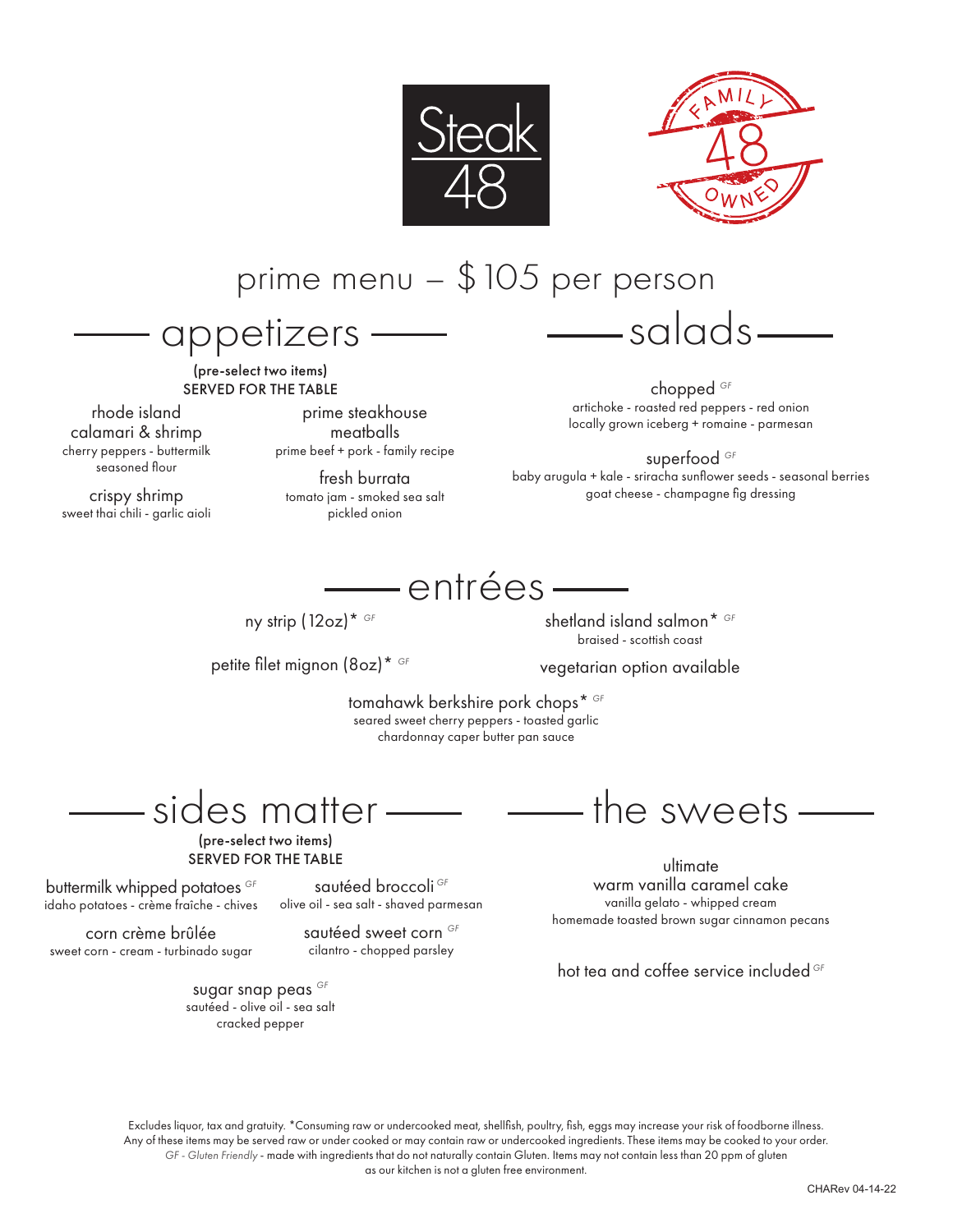Steak 48

FAMILY 48 OWNED

# prime menu – $105 per person

## appetizers

(pre-select two items)
SERVED FOR THE TABLE

**rhode island calamari & shrimp**
cherry peppers - buttermilk seasoned flour

**crispy shrimp**
sweet thai chili - garlic aioli

**prime steakhouse meatballs**
prime beef + pork - family recipe

**fresh burrata**
tomato jam - smoked sea salt pickled onion

## salads

**chopped** *GF*
artichoke - roasted red peppers - red onion
locally grown iceberg + romaine - parmesan

**superfood** *GF*
baby arugula + kale - sriracha sunflower seeds - seasonal berries
goat cheese - champagne fig dressing

## entrées

**ny strip (12oz)*** *GF*

**petite filet mignon (8oz)*** *GF*

**shetland island salmon*** *GF*
braised - scottish coast

**vegetarian option available**

**tomahawk berkshire pork chops*** *GF*
seared sweet cherry peppers - toasted garlic
chardonnay caper butter pan sauce

## sides matter

(pre-select two items)
SERVED FOR THE TABLE

**buttermilk whipped potatoes** *GF*
idaho potatoes - crème fraîche - chives

**corn crème brûlée**
sweet corn - cream - turbinado sugar

**sautéed broccoli** *GF*
olive oil - sea salt - shaved parmesan

**sautéed sweet corn** *GF*
cilantro - chopped parsley

**sugar snap peas** *GF*
sautéed - olive oil - sea salt
cracked pepper

## the sweets

**ultimate warm vanilla caramel cake**
vanilla gelato - whipped cream
homemade toasted brown sugar cinnamon pecans

**hot tea and coffee service included** *GF*

Excludes liquor, tax and gratuity. *Consuming raw or undercooked meat, shellfish, poultry, fish, eggs may increase your risk of foodborne illness. Any of these items may be served raw or under cooked or may contain raw or undercooked ingredients. These items may be cooked to your order.
*GF - Gluten Friendly* - made with ingredients that do not naturally contain Gluten. Items may not contain less than 20 ppm of gluten as our kitchen is not a gluten free environment.

CHARev 04-14-22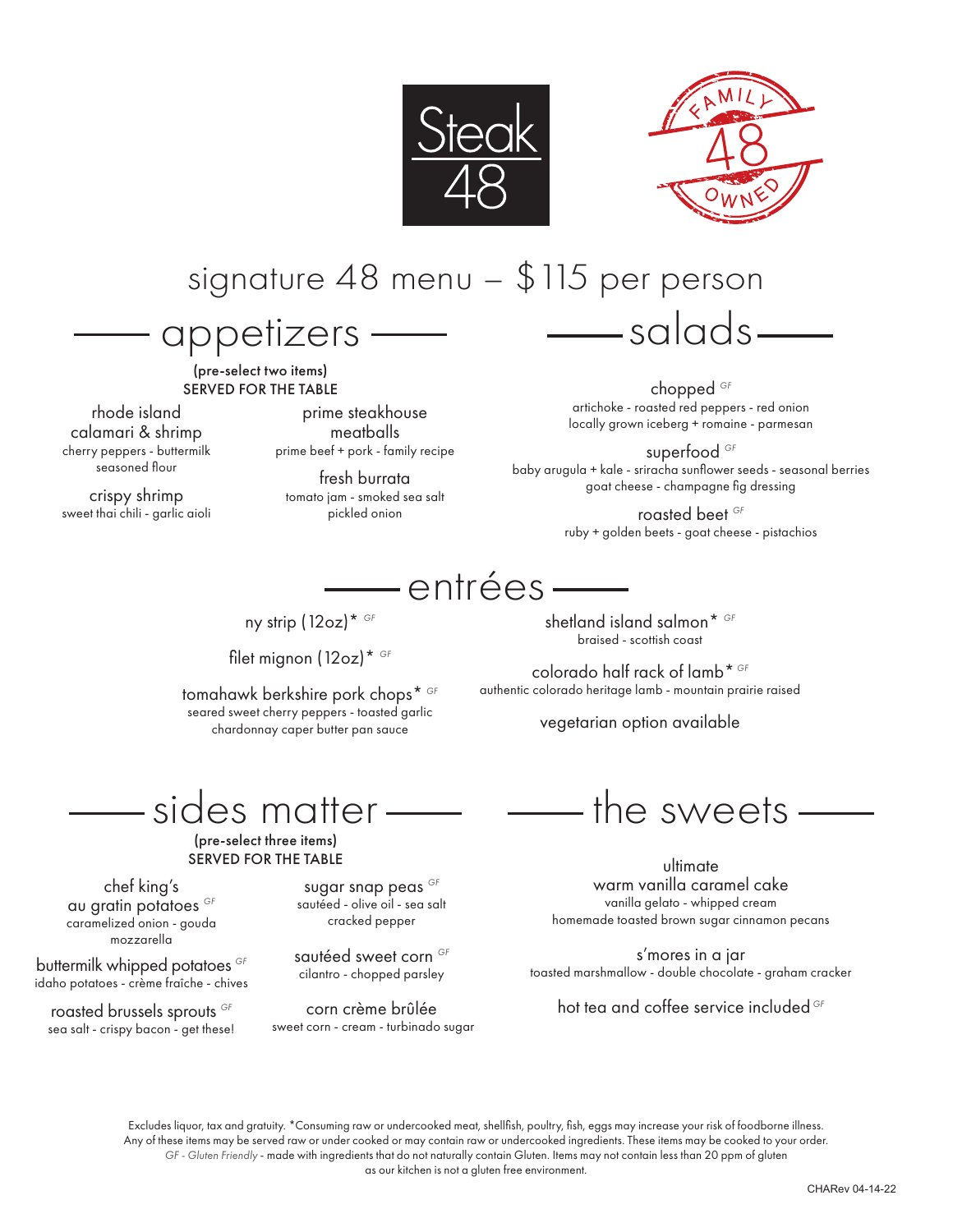Steak 48

FAMILY 48 OWNED

# signature 48 menu – $115 per person

## appetizers

(pre-select two items)
SERVED FOR THE TABLE

rhode island calamari & shrimp
cherry peppers - buttermilk seasoned flour

crispy shrimp
sweet thai chili - garlic aioli

prime steakhouse meatballs
prime beef + pork - family recipe

fresh burrata
tomato jam - smoked sea salt pickled onion

## salads

chopped *GF*
artichoke - roasted red peppers - red onion
locally grown iceberg + romaine - parmesan

superfood *GF*
baby arugula + kale - sriracha sunflower seeds - seasonal berries
goat cheese - champagne fig dressing

roasted beet *GF*
ruby + golden beets - goat cheese - pistachios

## entrées

ny strip (12oz)* *GF*

filet mignon (12oz)* *GF*

tomahawk berkshire pork chops* *GF*
seared sweet cherry peppers - toasted garlic
chardonnay caper butter pan sauce

shetland island salmon* *GF*
braised - scottish coast

colorado half rack of lamb* *GF*
authentic colorado heritage lamb - mountain prairie raised

vegetarian option available

## sides matter

(pre-select three items)
SERVED FOR THE TABLE

chef king's au gratin potatoes *GF*
caramelized onion - gouda mozzarella

buttermilk whipped potatoes *GF*
idaho potatoes - crème fraîche - chives

roasted brussels sprouts *GF*
sea salt - crispy bacon - get these!

sugar snap peas *GF*
sautéed - olive oil - sea salt cracked pepper

sautéed sweet corn *GF*
cilantro - chopped parsley

corn crème brûlée
sweet corn - cream - turbinado sugar

## the sweets

ultimate
warm vanilla caramel cake
vanilla gelato - whipped cream
homemade toasted brown sugar cinnamon pecans

s'mores in a jar
toasted marshmallow - double chocolate - graham cracker

hot tea and coffee service included *GF*

Excludes liquor, tax and gratuity. *Consuming raw or undercooked meat, shellfish, poultry, fish, eggs may increase your risk of foodborne illness. Any of these items may be served raw or under cooked or may contain raw or undercooked ingredients. These items may be cooked to your order. *GF - Gluten Friendly* - made with ingredients that do not naturally contain Gluten. Items may not contain less than 20 ppm of gluten as our kitchen is not a gluten free environment.

CHARev 04-14-22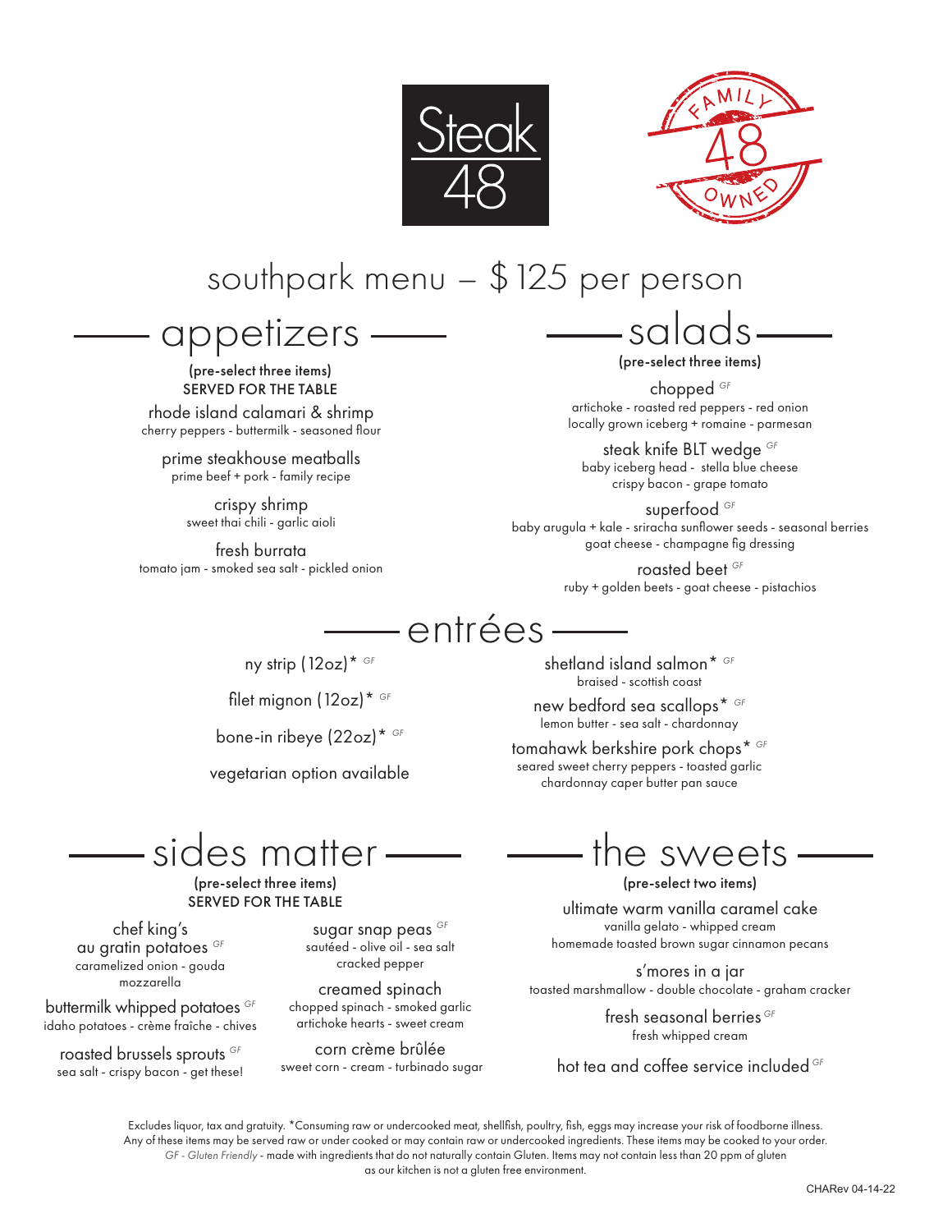Steak 48

FAMILY 48 OWNED

# southpark menu – $125 per person

## appetizers

(pre-select three items)
SERVED FOR THE TABLE

rhode island calamari & shrimp
cherry peppers - buttermilk - seasoned flour

prime steakhouse meatballs
prime beef + pork - family recipe

crispy shrimp
sweet thai chili - garlic aioli

fresh burrata
tomato jam - smoked sea salt - pickled onion

## salads

(pre-select three items)

chopped *GF*
artichoke - roasted red peppers - red onion
locally grown iceberg + romaine - parmesan

steak knife BLT wedge *GF*
baby iceberg head - stella blue cheese
crispy bacon - grape tomato

superfood *GF*
baby arugula + kale - sriracha sunflower seeds - seasonal berries
goat cheese - champagne fig dressing

roasted beet *GF*
ruby + golden beets - goat cheese - pistachios

## entrées

ny strip (12oz)* *GF*

filet mignon (12oz)* *GF*

bone-in ribeye (22oz)* *GF*

vegetarian option available

shetland island salmon* *GF*
braised - scottish coast

new bedford sea scallops* *GF*
lemon butter - sea salt - chardonnay

tomahawk berkshire pork chops* *GF*
seared sweet cherry peppers - toasted garlic
chardonnay caper butter pan sauce

## sides matter

(pre-select three items)
SERVED FOR THE TABLE

chef king's
au gratin potatoes *GF*
caramelized onion - gouda
mozzarella

buttermilk whipped potatoes *GF*
idaho potatoes - crème fraîche - chives

roasted brussels sprouts *GF*
sea salt - crispy bacon - get these!

sugar snap peas *GF*
sautéed - olive oil - sea salt
cracked pepper

creamed spinach
chopped spinach - smoked garlic
artichoke hearts - sweet cream

corn crème brûlée
sweet corn - cream - turbinado sugar

## the sweets

(pre-select two items)

ultimate warm vanilla caramel cake
vanilla gelato - whipped cream
homemade toasted brown sugar cinnamon pecans

s'mores in a jar
toasted marshmallow - double chocolate - graham cracker

fresh seasonal berries *GF*
fresh whipped cream

hot tea and coffee service included *GF*

Excludes liquor, tax and gratuity. *Consuming raw or undercooked meat, shellfish, poultry, fish, eggs may increase your risk of foodborne illness. Any of these items may be served raw or under cooked or may contain raw or undercooked ingredients. These items may be cooked to your order. *GF - Gluten Friendly* - made with ingredients that do not naturally contain Gluten. Items may not contain less than 20 ppm of gluten as our kitchen is not a gluten free environment.

CHARev 04-14-22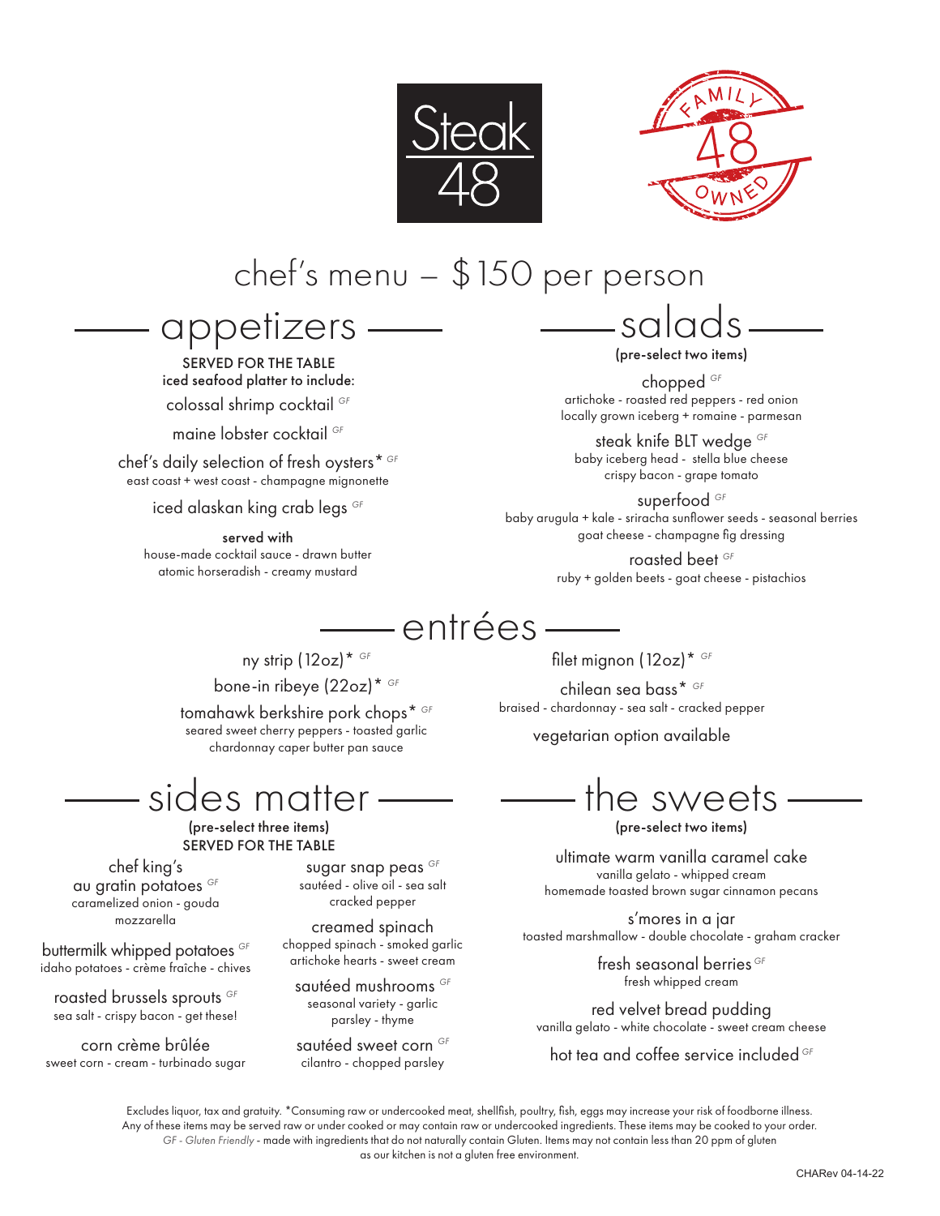Steak 48

FAMILY 48 OWNED

# chef's menu – $150 per person

## appetizers

SERVED FOR THE TABLE

iced seafood platter to include:

colossal shrimp cocktail *GF*

maine lobster cocktail *GF*

chef's daily selection of fresh oysters* *GF*
east coast + west coast - champagne mignonette

iced alaskan king crab legs *GF*

**served with**
house-made cocktail sauce - drawn butter
atomic horseradish - creamy mustard

## salads

(pre-select two items)

chopped *GF*
artichoke - roasted red peppers - red onion
locally grown iceberg + romaine - parmesan

steak knife BLT wedge *GF*
baby iceberg head - stella blue cheese
crispy bacon - grape tomato

superfood *GF*
baby arugula + kale - sriracha sunflower seeds - seasonal berries
goat cheese - champagne fig dressing

roasted beet *GF*
ruby + golden beets - goat cheese - pistachios

## entrées

ny strip (12oz)* *GF*

bone-in ribeye (22oz)* *GF*

tomahawk berkshire pork chops* *GF*
seared sweet cherry peppers - toasted garlic
chardonnay caper butter pan sauce

filet mignon (12oz)* *GF*

chilean sea bass* *GF*
braised - chardonnay - sea salt - cracked pepper

vegetarian option available

## sides matter

(pre-select three items)
SERVED FOR THE TABLE

chef king's
au gratin potatoes *GF*
caramelized onion - gouda
mozzarella

buttermilk whipped potatoes *GF*
idaho potatoes - crème fraîche - chives

roasted brussels sprouts *GF*
sea salt - crispy bacon - get these!

corn crème brûlée
sweet corn - cream - turbinado sugar

sugar snap peas *GF*
sautéed - olive oil - sea salt
cracked pepper

creamed spinach
chopped spinach - smoked garlic
artichoke hearts - sweet cream

sautéed mushrooms *GF*
seasonal variety - garlic
parsley - thyme

sautéed sweet corn *GF*
cilantro - chopped parsley

## the sweets

(pre-select two items)

ultimate warm vanilla caramel cake
vanilla gelato - whipped cream
homemade toasted brown sugar cinnamon pecans

s'mores in a jar
toasted marshmallow - double chocolate - graham cracker

fresh seasonal berries *GF*
fresh whipped cream

red velvet bread pudding
vanilla gelato - white chocolate - sweet cream cheese

hot tea and coffee service included *GF*

Excludes liquor, tax and gratuity. *Consuming raw or undercooked meat, shellfish, poultry, fish, eggs may increase your risk of foodborne illness. Any of these items may be served raw or under cooked or may contain raw or undercooked ingredients. These items may be cooked to your order. *GF - Gluten Friendly* - made with ingredients that do not naturally contain Gluten. Items may not contain less than 20 ppm of gluten as our kitchen is not a gluten free environment.

CHARev 04-14-22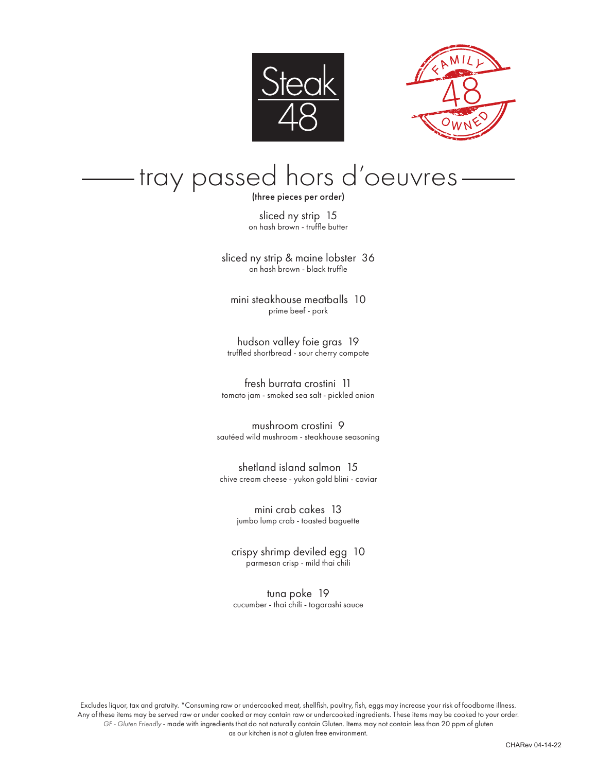Steak 48

FAMILY 48 OWNED

# tray passed hors d'oeuvres

(three pieces per order)

sliced ny strip 15
on hash brown - truffle butter

sliced ny strip & maine lobster 36
on hash brown - black truffle

mini steakhouse meatballs 10
prime beef - pork

hudson valley foie gras 19
truffled shortbread - sour cherry compote

fresh burrata crostini 11
tomato jam - smoked sea salt - pickled onion

mushroom crostini 9
sautéed wild mushroom - steakhouse seasoning

shetland island salmon 15
chive cream cheese - yukon gold blini - caviar

mini crab cakes 13
jumbo lump crab - toasted baguette

crispy shrimp deviled egg 10
parmesan crisp - mild thai chili

tuna poke 19
cucumber - thai chili - togarashi sauce

Excludes liquor, tax and gratuity. *Consuming raw or undercooked meat, shellfish, poultry, fish, eggs may increase your risk of foodborne illness. Any of these items may be served raw or under cooked or may contain raw or undercooked ingredients. These items may be cooked to your order. *GF - Gluten Friendly* - made with ingredients that do not naturally contain Gluten. Items may not contain less than 20 ppm of gluten as our kitchen is not a gluten free environment.

CHARev 04-14-22